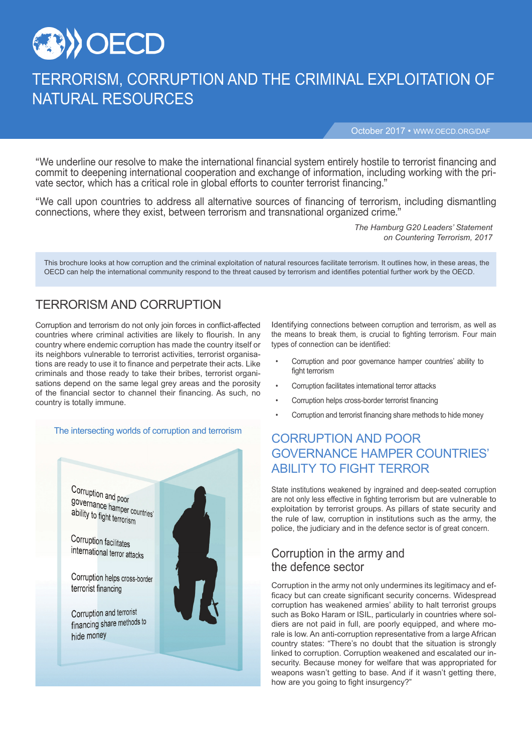# TERRORISM, CORRUPTION AND THE CRIMINAL EXPLOITATION OF NATURAL RESOURCES

October 2017 • WWW.OECD.ORG/DAF

"We underline our resolve to make the international financial system entirely hostile to terrorist financing and commit to deepening international cooperation and exchange of information, including working with the private sector, which has a critical role in global efforts to counter terrorist financing."

"We call upon countries to address all alternative sources of financing of terrorism, including dismantling connections, where they exist, between terrorism and transnational organized crime."

*The Hamburg G20 Leaders' Statement on Countering Terrorism, 2017*

This brochure looks at how corruption and the criminal exploitation of natural resources facilitate terrorism. It outlines how, in these areas, the OECD can help the international community respond to the threat caused by terrorism and identifies potential further work by the OECD.

## TERRORISM AND CORRUPTION

Corruption and terrorism do not only join forces in conflict-affected countries where criminal activities are likely to flourish. In any country where endemic corruption has made the country itself or its neighbors vulnerable to terrorist activities, terrorist organisations are ready to use it to finance and perpetrate their acts. Like criminals and those ready to take their bribes, terrorist organisations depend on the same legal grey areas and the porosity of the financial sector to channel their financing. As such, no country is totally immune.

The intersecting worlds of corruption and terrorism

- Corruption and poor governance hamper countries' ability to fight terrorism
- Corruption facilitates international terror attacks
- Corruption helps cross-border terrorist financing
- Corruption and terrorist financing share methods to hide money

Identifying connections between corruption and terrorism, as well as the means to break them, is crucial to fighting terrorism. Four main types of connection can be identified:

- Corruption and poor governance hamper countries' ability to fight terrorism
- Corruption facilitates international terror attacks
- Corruption helps cross-border terrorist financing
- Corruption and terrorist financing share methods to hide money

## CORRUPTION AND POOR GOVERNANCE HAMPER COUNTRIES' ABILITY TO FIGHT TERROR

State institutions weakened by ingrained and deep-seated corruption are not only less effective in fighting terrorism but are vulnerable to exploitation by terrorist groups. As pillars of state security and the rule of law, corruption in institutions such as the army, the police, the judiciary and in the defence sector is of great concern.

### Corruption in the army and the defence sector

Corruption in the army not only undermines its legitimacy and efficacy but can create significant security concerns. Widespread corruption has weakened armies' ability to halt terrorist groups such as Boko Haram or ISIL, particularly in countries where soldiers are not paid in full, are poorly equipped, and where morale is low. An anti-corruption representative from a large African country states: "There's no doubt that the situation is strongly linked to corruption. Corruption weakened and escalated our insecurity. Because money for welfare that was appropriated for weapons wasn't getting to base. And if it wasn't getting there, how are you going to fight insurgency?"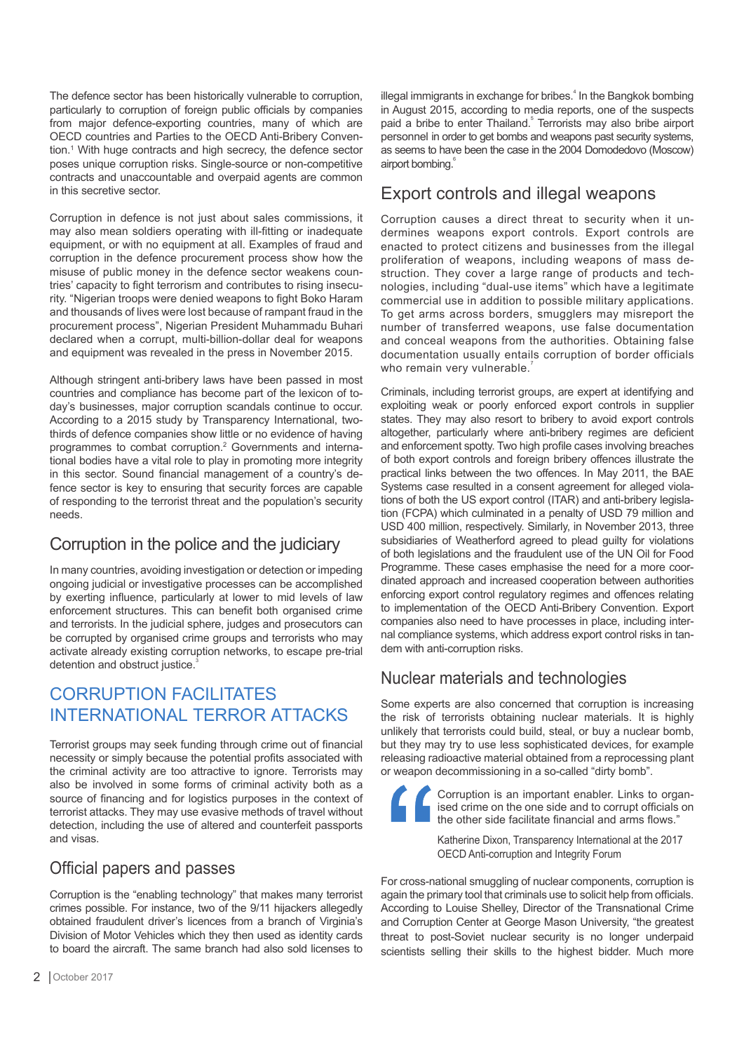The defence sector has been historically vulnerable to corruption, particularly to corruption of foreign public officials by companies from major defence-exporting countries, many of which are OECD countries and Parties to the OECD Anti-Bribery Convention.[1] With huge contracts and high secrecy, the defence sector poses unique corruption risks. Single-source or non-competitive contracts and unaccountable and overpaid agents are common in this secretive sector.

Corruption in defence is not just about sales commissions, it may also mean soldiers operating with ill-fitting or inadequate equipment, or with no equipment at all. Examples of fraud and corruption in the defence procurement process show how the misuse of public money in the defence sector weakens countries' capacity to fight terrorism and contributes to rising insecurity. "Nigerian troops were denied weapons to fight Boko Haram and thousands of lives were lost because of rampant fraud in the procurement process", Nigerian President Muhammadu Buhari declared when a corrupt, multi-billion-dollar deal for weapons and equipment was revealed in the press in November 2015.

Although stringent anti-bribery laws have been passed in most countries and compliance has become part of the lexicon of today's businesses, major corruption scandals continue to occur. According to a 2015 study by Transparency International, two-thirds of defence companies show little or no evidence of having programmes to combat corruption.[2] Governments and international bodies have a vital role to play in promoting more integrity in this sector. Sound financial management of a country's defence sector is key to ensuring that security forces are capable of responding to the terrorist threat and the population's security needs.

### Corruption in the police and the judiciary

In many countries, avoiding investigation or detection or impeding ongoing judicial or investigative processes can be accomplished by exerting influence, particularly at lower to mid levels of law enforcement structures. This can benefit both organised crime and terrorists. In the judicial sphere, judges and prosecutors can be corrupted by organised crime groups and terrorists who may activate already existing corruption networks, to escape pre-trial detention and obstruct justice.[3]

## CORRUPTION FACILITATES INTERNATIONAL TERROR ATTACKS

Terrorist groups may seek funding through crime out of financial necessity or simply because the potential profits associated with the criminal activity are too attractive to ignore. Terrorists may also be involved in some forms of criminal activity both as a source of financing and for logistics purposes in the context of terrorist attacks. They may use evasive methods of travel without detection, including the use of altered and counterfeit passports and visas.

### Official papers and passes

Corruption is the "enabling technology" that makes many terrorist crimes possible. For instance, two of the 9/11 hijackers allegedly obtained fraudulent driver's licences from a branch of Virginia's Division of Motor Vehicles which they then used as identity cards to board the aircraft. The same branch had also sold licenses to illegal immigrants in exchange for bribes.[4] In the Bangkok bombing in August 2015, according to media reports, one of the suspects paid a bribe to enter Thailand.[5] Terrorists may also bribe airport personnel in order to get bombs and weapons past security systems, as seems to have been the case in the 2004 Domodedovo (Moscow) airport bombing.[6]

### Export controls and illegal weapons

Corruption causes a direct threat to security when it undermines weapons export controls. Export controls are enacted to protect citizens and businesses from the illegal proliferation of weapons, including weapons of mass destruction. They cover a large range of products and technologies, including "dual-use items" which have a legitimate commercial use in addition to possible military applications. To get arms across borders, smugglers may misreport the number of transferred weapons, use false documentation and conceal weapons from the authorities. Obtaining false documentation usually entails corruption of border officials who remain very vulnerable.[7]

Criminals, including terrorist groups, are expert at identifying and exploiting weak or poorly enforced export controls in supplier states. They may also resort to bribery to avoid export controls altogether, particularly where anti-bribery regimes are deficient and enforcement spotty. Two high profile cases involving breaches of both export controls and foreign bribery offences illustrate the practical links between the two offences. In May 2011, the BAE Systems case resulted in a consent agreement for alleged violations of both the US export control (ITAR) and anti-bribery legislation (FCPA) which culminated in a penalty of USD 79 million and USD 400 million, respectively. Similarly, in November 2013, three subsidiaries of Weatherford agreed to plead guilty for violations of both legislations and the fraudulent use of the UN Oil for Food Programme. These cases emphasise the need for a more coordinated approach and increased cooperation between authorities enforcing export control regulatory regimes and offences relating to implementation of the OECD Anti-Bribery Convention. Export companies also need to have processes in place, including internal compliance systems, which address export control risks in tandem with anti-corruption risks.

### Nuclear materials and technologies

Some experts are also concerned that corruption is increasing the risk of terrorists obtaining nuclear materials. It is highly unlikely that terrorists could build, steal, or buy a nuclear bomb, but they may try to use less sophisticated devices, for example releasing radioactive material obtained from a reprocessing plant or weapon decommissioning in a so-called "dirty bomb".

> Corruption is an important enabler. Links to organised crime on the one side and to corrupt officials on the other side facilitate financial and arms flows."
>
> Katherine Dixon, Transparency International at the 2017 OECD Anti-corruption and Integrity Forum

For cross-national smuggling of nuclear components, corruption is again the primary tool that criminals use to solicit help from officials. According to Louise Shelley, Director of the Transnational Crime and Corruption Center at George Mason University, "the greatest threat to post-Soviet nuclear security is no longer underpaid scientists selling their skills to the highest bidder. Much more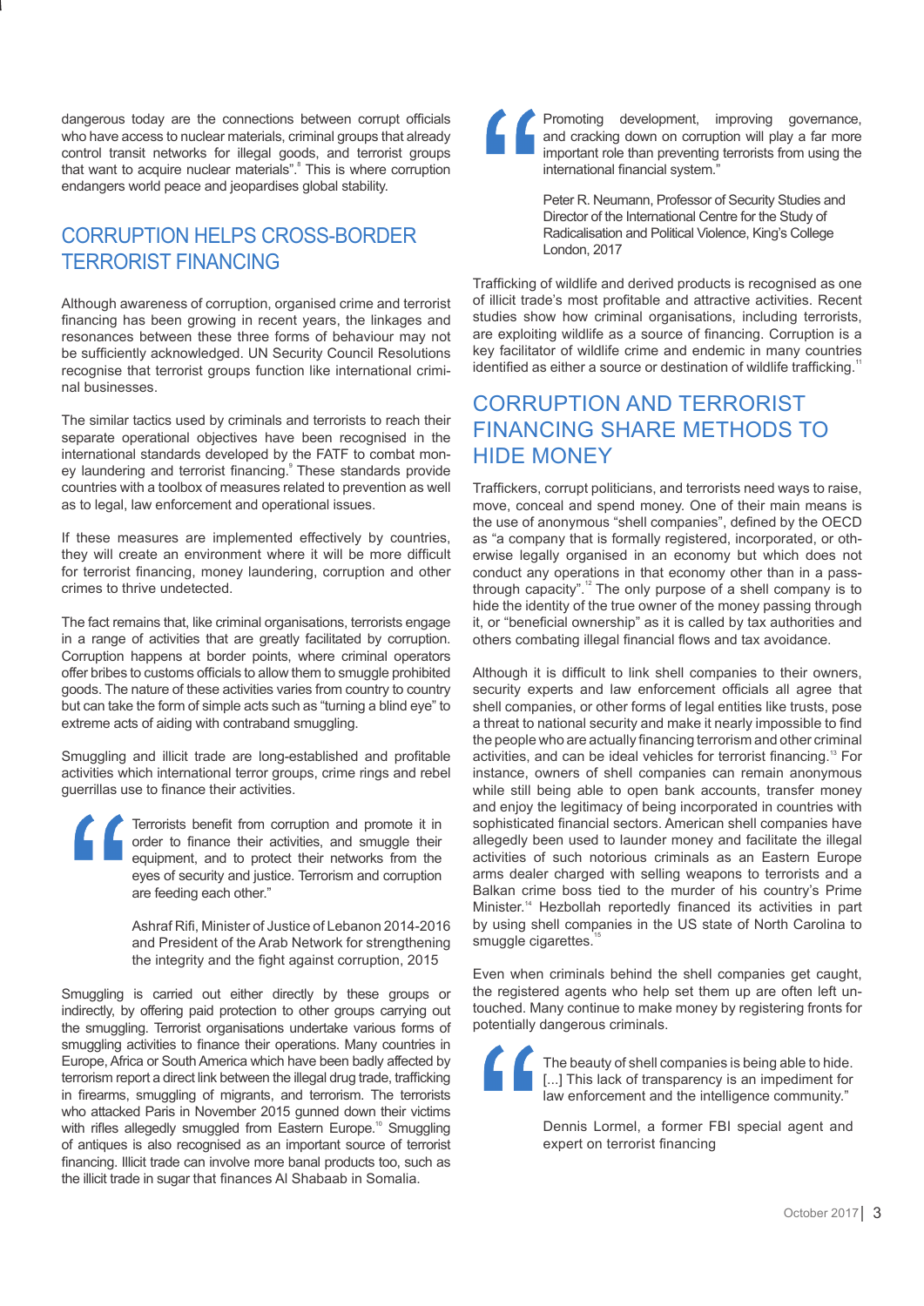dangerous today are the connections between corrupt officials who have access to nuclear materials, criminal groups that already control transit networks for illegal goods, and terrorist groups that want to acquire nuclear materials".[8] This is where corruption endangers world peace and jeopardises global stability.

## CORRUPTION HELPS CROSS-BORDER TERRORIST FINANCING

Although awareness of corruption, organised crime and terrorist financing has been growing in recent years, the linkages and resonances between these three forms of behaviour may not be sufficiently acknowledged. UN Security Council Resolutions recognise that terrorist groups function like international criminal businesses.

The similar tactics used by criminals and terrorists to reach their separate operational objectives have been recognised in the international standards developed by the FATF to combat money laundering and terrorist financing.[9] These standards provide countries with a toolbox of measures related to prevention as well as to legal, law enforcement and operational issues.

If these measures are implemented effectively by countries, they will create an environment where it will be more difficult for terrorist financing, money laundering, corruption and other crimes to thrive undetected.

The fact remains that, like criminal organisations, terrorists engage in a range of activities that are greatly facilitated by corruption. Corruption happens at border points, where criminal operators offer bribes to customs officials to allow them to smuggle prohibited goods. The nature of these activities varies from country to country but can take the form of simple acts such as "turning a blind eye" to extreme acts of aiding with contraband smuggling.

Smuggling and illicit trade are long-established and profitable activities which international terror groups, crime rings and rebel guerrillas use to finance their activities.

> "Terrorists benefit from corruption and promote it in order to finance their activities, and smuggle their equipment, and to protect their networks from the eyes of security and justice. Terrorism and corruption are feeding each other."
>
> Ashraf Rifi, Minister of Justice of Lebanon 2014-2016 and President of the Arab Network for strengthening the integrity and the fight against corruption, 2015

Smuggling is carried out either directly by these groups or indirectly, by offering paid protection to other groups carrying out the smuggling. Terrorist organisations undertake various forms of smuggling activities to finance their operations. Many countries in Europe, Africa or South America which have been badly affected by terrorism report a direct link between the illegal drug trade, trafficking in firearms, smuggling of migrants, and terrorism. The terrorists who attacked Paris in November 2015 gunned down their victims with rifles allegedly smuggled from Eastern Europe.[10] Smuggling of antiques is also recognised as an important source of terrorist financing. Illicit trade can involve more banal products too, such as the illicit trade in sugar that finances Al Shabaab in Somalia.

> "Promoting development, improving governance, and cracking down on corruption will play a far more important role than preventing terrorists from using the international financial system."
>
> Peter R. Neumann, Professor of Security Studies and Director of the International Centre for the Study of Radicalisation and Political Violence, King's College London, 2017

Trafficking of wildlife and derived products is recognised as one of illicit trade's most profitable and attractive activities. Recent studies show how criminal organisations, including terrorists, are exploiting wildlife as a source of financing. Corruption is a key facilitator of wildlife crime and endemic in many countries identified as either a source or destination of wildlife trafficking.[11]

## CORRUPTION AND TERRORIST FINANCING SHARE METHODS TO HIDE MONEY

Traffickers, corrupt politicians, and terrorists need ways to raise, move, conceal and spend money. One of their main means is the use of anonymous "shell companies", defined by the OECD as "a company that is formally registered, incorporated, or otherwise legally organised in an economy but which does not conduct any operations in that economy other than in a pass-through capacity".[12] The only purpose of a shell company is to hide the identity of the true owner of the money passing through it, or "beneficial ownership" as it is called by tax authorities and others combating illegal financial flows and tax avoidance.

Although it is difficult to link shell companies to their owners, security experts and law enforcement officials all agree that shell companies, or other forms of legal entities like trusts, pose a threat to national security and make it nearly impossible to find the people who are actually financing terrorism and other criminal activities, and can be ideal vehicles for terrorist financing.[13] For instance, owners of shell companies can remain anonymous while still being able to open bank accounts, transfer money and enjoy the legitimacy of being incorporated in countries with sophisticated financial sectors. American shell companies have allegedly been used to launder money and facilitate the illegal activities of such notorious criminals as an Eastern Europe arms dealer charged with selling weapons to terrorists and a Balkan crime boss tied to the murder of his country's Prime Minister.[14] Hezbollah reportedly financed its activities in part by using shell companies in the US state of North Carolina to smuggle cigarettes.[15]

Even when criminals behind the shell companies get caught, the registered agents who help set them up are often left untouched. Many continue to make money by registering fronts for potentially dangerous criminals.

> "The beauty of shell companies is being able to hide. [...] This lack of transparency is an impediment for law enforcement and the intelligence community."
>
> Dennis Lormel, a former FBI special agent and expert on terrorist financing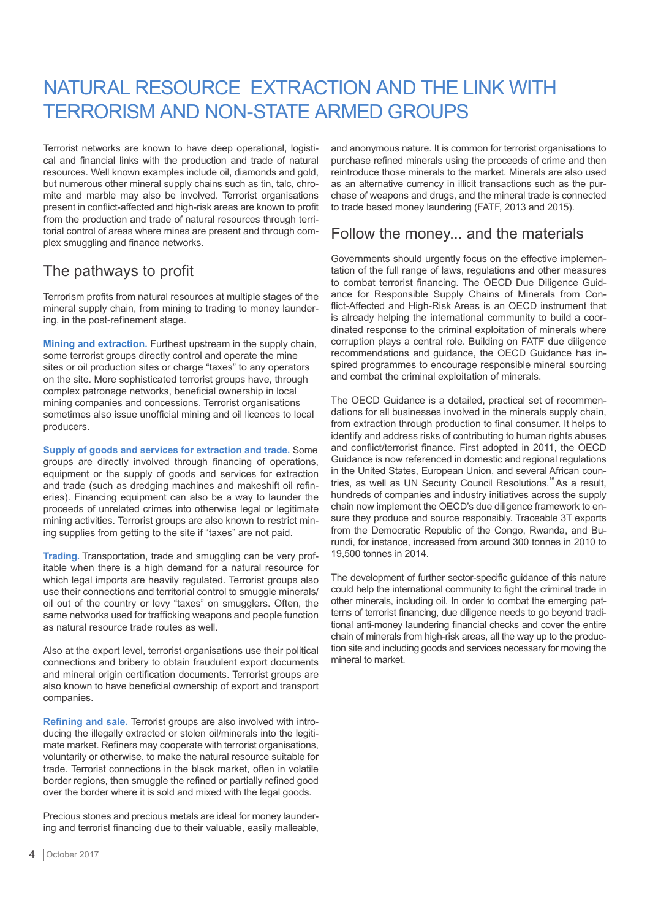# NATURAL RESOURCE EXTRACTION AND THE LINK WITH TERRORISM AND NON-STATE ARMED GROUPS

Terrorist networks are known to have deep operational, logistical and financial links with the production and trade of natural resources. Well known examples include oil, diamonds and gold, but numerous other mineral supply chains such as tin, talc, chromite and marble may also be involved. Terrorist organisations present in conflict-affected and high-risk areas are known to profit from the production and trade of natural resources through territorial control of areas where mines are present and through complex smuggling and finance networks.

## The pathways to profit

Terrorism profits from natural resources at multiple stages of the mineral supply chain, from mining to trading to money laundering, in the post-refinement stage.

**Mining and extraction.** Furthest upstream in the supply chain, some terrorist groups directly control and operate the mine sites or oil production sites or charge "taxes" to any operators on the site. More sophisticated terrorist groups have, through complex patronage networks, beneficial ownership in local mining companies and concessions. Terrorist organisations sometimes also issue unofficial mining and oil licences to local producers.

**Supply of goods and services for extraction and trade.** Some groups are directly involved through financing of operations, equipment or the supply of goods and services for extraction and trade (such as dredging machines and makeshift oil refineries). Financing equipment can also be a way to launder the proceeds of unrelated crimes into otherwise legal or legitimate mining activities. Terrorist groups are also known to restrict mining supplies from getting to the site if "taxes" are not paid.

**Trading.** Transportation, trade and smuggling can be very profitable when there is a high demand for a natural resource for which legal imports are heavily regulated. Terrorist groups also use their connections and territorial control to smuggle minerals/oil out of the country or levy "taxes" on smugglers. Often, the same networks used for trafficking weapons and people function as natural resource trade routes as well.

Also at the export level, terrorist organisations use their political connections and bribery to obtain fraudulent export documents and mineral origin certification documents. Terrorist groups are also known to have beneficial ownership of export and transport companies.

**Refining and sale.** Terrorist groups are also involved with introducing the illegally extracted or stolen oil/minerals into the legitimate market. Refiners may cooperate with terrorist organisations, voluntarily or otherwise, to make the natural resource suitable for trade. Terrorist connections in the black market, often in volatile border regions, then smuggle the refined or partially refined good over the border where it is sold and mixed with the legal goods.

Precious stones and precious metals are ideal for money laundering and terrorist financing due to their valuable, easily malleable, and anonymous nature. It is common for terrorist organisations to purchase refined minerals using the proceeds of crime and then reintroduce those minerals to the market. Minerals are also used as an alternative currency in illicit transactions such as the purchase of weapons and drugs, and the mineral trade is connected to trade based money laundering (FATF, 2013 and 2015).

## Follow the money... and the materials

Governments should urgently focus on the effective implementation of the full range of laws, regulations and other measures to combat terrorist financing. The OECD Due Diligence Guidance for Responsible Supply Chains of Minerals from Conflict-Affected and High-Risk Areas is an OECD instrument that is already helping the international community to build a coordinated response to the criminal exploitation of minerals where corruption plays a central role. Building on FATF due diligence recommendations and guidance, the OECD Guidance has inspired programmes to encourage responsible mineral sourcing and combat the criminal exploitation of minerals.

The OECD Guidance is a detailed, practical set of recommendations for all businesses involved in the minerals supply chain, from extraction through production to final consumer. It helps to identify and address risks of contributing to human rights abuses and conflict/terrorist finance. First adopted in 2011, the OECD Guidance is now referenced in domestic and regional regulations in the United States, European Union, and several African countries, as well as UN Security Council Resolutions.[16] As a result, hundreds of companies and industry initiatives across the supply chain now implement the OECD's due diligence framework to ensure they produce and source responsibly. Traceable 3T exports from the Democratic Republic of the Congo, Rwanda, and Burundi, for instance, increased from around 300 tonnes in 2010 to 19,500 tonnes in 2014.

The development of further sector-specific guidance of this nature could help the international community to fight the criminal trade in other minerals, including oil. In order to combat the emerging patterns of terrorist financing, due diligence needs to go beyond traditional anti-money laundering financial checks and cover the entire chain of minerals from high-risk areas, all the way up to the production site and including goods and services necessary for moving the mineral to market.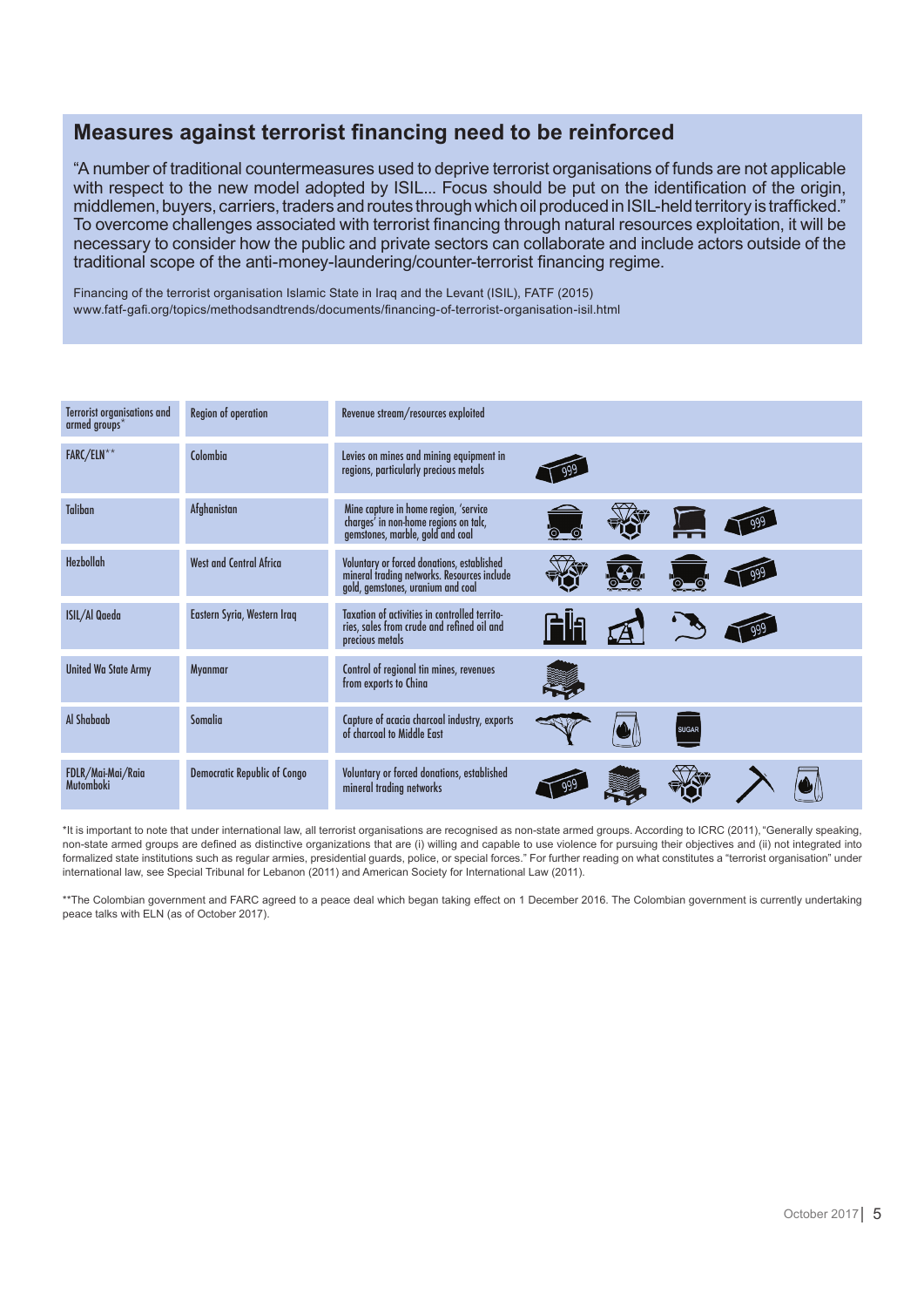## Measures against terrorist financing need to be reinforced

"A number of traditional countermeasures used to deprive terrorist organisations of funds are not applicable with respect to the new model adopted by ISIL... Focus should be put on the identification of the origin, middlemen, buyers, carriers, traders and routes through which oil produced in ISIL-held territory is trafficked." To overcome challenges associated with terrorist financing through natural resources exploitation, it will be necessary to consider how the public and private sectors can collaborate and include actors outside of the traditional scope of the anti-money-laundering/counter-terrorist financing regime.

Financing of the terrorist organisation Islamic State in Iraq and the Levant (ISIL), FATF (2015)
www.fatf-gafi.org/topics/methodsandtrends/documents/financing-of-terrorist-organisation-isil.html

| Terrorist organisations and armed groups* | Region of operation | Revenue stream/resources exploited |
|---|---|---|
| FARC/ELN** | Colombia | Levies on mines and mining equipment in regions, particularly precious metals |
| Taliban | Afghanistan | Mine capture in home region, 'service charges' in non-home regions on talc, gemstones, marble, gold and coal |
| Hezbollah | West and Central Africa | Voluntary or forced donations, established mineral trading networks. Resources include gold, gemstones, uranium and coal |
| ISIL/Al Qaeda | Eastern Syria, Western Iraq | Taxation of activities in controlled territories, sales from crude and refined oil and precious metals |
| United Wa State Army | Myanmar | Control of regional tin mines, revenues from exports to China |
| Al Shabaab | Somalia | Capture of acacia charcoal industry, exports of charcoal to Middle East |
| FDLR/Mai-Mai/Raia Mutomboki | Democratic Republic of Congo | Voluntary or forced donations, established mineral trading networks |

*It is important to note that under international law, all terrorist organisations are recognised as non-state armed groups. According to ICRC (2011), "Generally speaking, non-state armed groups are defined as distinctive organizations that are (i) willing and capable to use violence for pursuing their objectives and (ii) not integrated into formalized state institutions such as regular armies, presidential guards, police, or special forces." For further reading on what constitutes a "terrorist organisation" under international law, see Special Tribunal for Lebanon (2011) and American Society for International Law (2011).

**The Colombian government and FARC agreed to a peace deal which began taking effect on 1 December 2016. The Colombian government is currently undertaking peace talks with ELN (as of October 2017).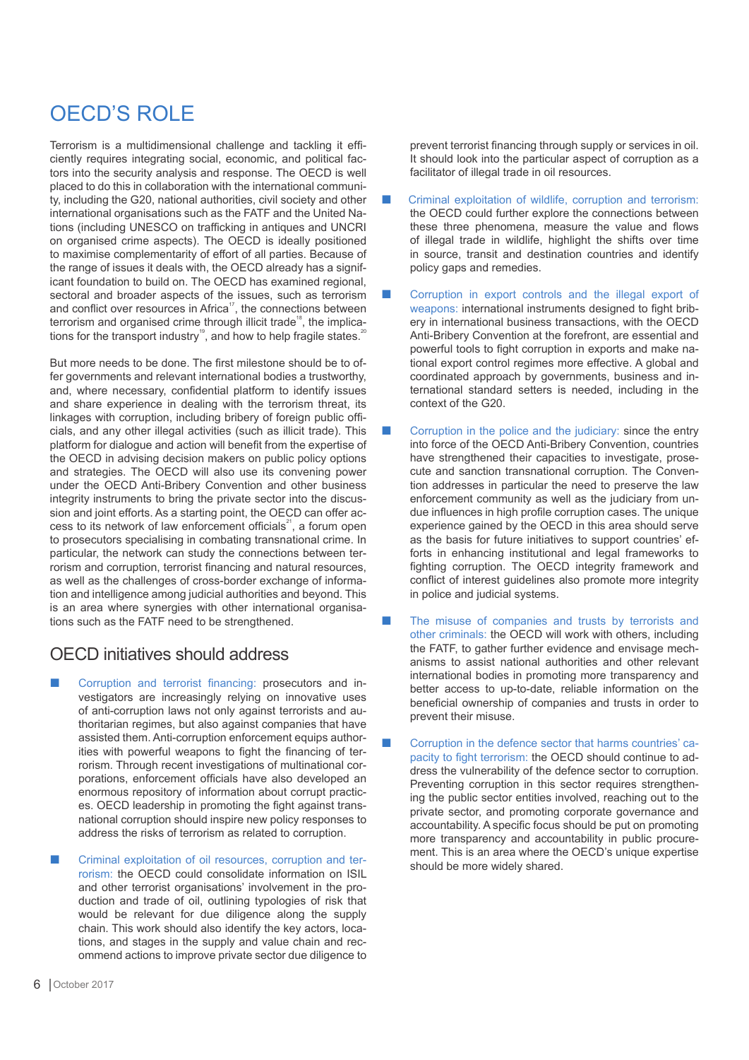# OECD'S ROLE

Terrorism is a multidimensional challenge and tackling it efficiently requires integrating social, economic, and political factors into the security analysis and response. The OECD is well placed to do this in collaboration with the international community, including the G20, national authorities, civil society and other international organisations such as the FATF and the United Nations (including UNESCO on trafficking in antiques and UNCRI on organised crime aspects). The OECD is ideally positioned to maximise complementarity of effort of all parties. Because of the range of issues it deals with, the OECD already has a significant foundation to build on. The OECD has examined regional, sectoral and broader aspects of the issues, such as terrorism and conflict over resources in Africa[17], the connections between terrorism and organised crime through illicit trade[18], the implications for the transport industry[19], and how to help fragile states.[20]

But more needs to be done. The first milestone should be to offer governments and relevant international bodies a trustworthy, and, where necessary, confidential platform to identify issues and share experience in dealing with the terrorism threat, its linkages with corruption, including bribery of foreign public officials, and any other illegal activities (such as illicit trade). This platform for dialogue and action will benefit from the expertise of the OECD in advising decision makers on public policy options and strategies. The OECD will also use its convening power under the OECD Anti-Bribery Convention and other business integrity instruments to bring the private sector into the discussion and joint efforts. As a starting point, the OECD can offer access to its network of law enforcement officials[21], a forum open to prosecutors specialising in combating transnational crime. In particular, the network can study the connections between terrorism and corruption, terrorist financing and natural resources, as well as the challenges of cross-border exchange of information and intelligence among judicial authorities and beyond. This is an area where synergies with other international organisations such as the FATF need to be strengthened.

## OECD initiatives should address

- Corruption and terrorist financing: prosecutors and investigators are increasingly relying on innovative uses of anti-corruption laws not only against terrorists and authoritarian regimes, but also against companies that have assisted them. Anti-corruption enforcement equips authorities with powerful weapons to fight the financing of terrorism. Through recent investigations of multinational corporations, enforcement officials have also developed an enormous repository of information about corrupt practices. OECD leadership in promoting the fight against transnational corruption should inspire new policy responses to address the risks of terrorism as related to corruption.

- Criminal exploitation of oil resources, corruption and terrorism: the OECD could consolidate information on ISIL and other terrorist organisations' involvement in the production and trade of oil, outlining typologies of risk that would be relevant for due diligence along the supply chain. This work should also identify the key actors, locations, and stages in the supply and value chain and recommend actions to improve private sector due diligence to prevent terrorist financing through supply or services in oil. It should look into the particular aspect of corruption as a facilitator of illegal trade in oil resources.

- Criminal exploitation of wildlife, corruption and terrorism: the OECD could further explore the connections between these three phenomena, measure the value and flows of illegal trade in wildlife, highlight the shifts over time in source, transit and destination countries and identify policy gaps and remedies.

- Corruption in export controls and the illegal export of weapons: international instruments designed to fight bribery in international business transactions, with the OECD Anti-Bribery Convention at the forefront, are essential and powerful tools to fight corruption in exports and make national export control regimes more effective. A global and coordinated approach by governments, business and international standard setters is needed, including in the context of the G20.

- Corruption in the police and the judiciary: since the entry into force of the OECD Anti-Bribery Convention, countries have strengthened their capacities to investigate, prosecute and sanction transnational corruption. The Convention addresses in particular the need to preserve the law enforcement community as well as the judiciary from undue influences in high profile corruption cases. The unique experience gained by the OECD in this area should serve as the basis for future initiatives to support countries' efforts in enhancing institutional and legal frameworks to fighting corruption. The OECD integrity framework and conflict of interest guidelines also promote more integrity in police and judicial systems.

- The misuse of companies and trusts by terrorists and other criminals: the OECD will work with others, including the FATF, to gather further evidence and envisage mechanisms to assist national authorities and other relevant international bodies in promoting more transparency and better access to up-to-date, reliable information on the beneficial ownership of companies and trusts in order to prevent their misuse.

- Corruption in the defence sector that harms countries' capacity to fight terrorism: the OECD should continue to address the vulnerability of the defence sector to corruption. Preventing corruption in this sector requires strengthening the public sector entities involved, reaching out to the private sector, and promoting corporate governance and accountability. A specific focus should be put on promoting more transparency and accountability in public procurement. This is an area where the OECD's unique expertise should be more widely shared.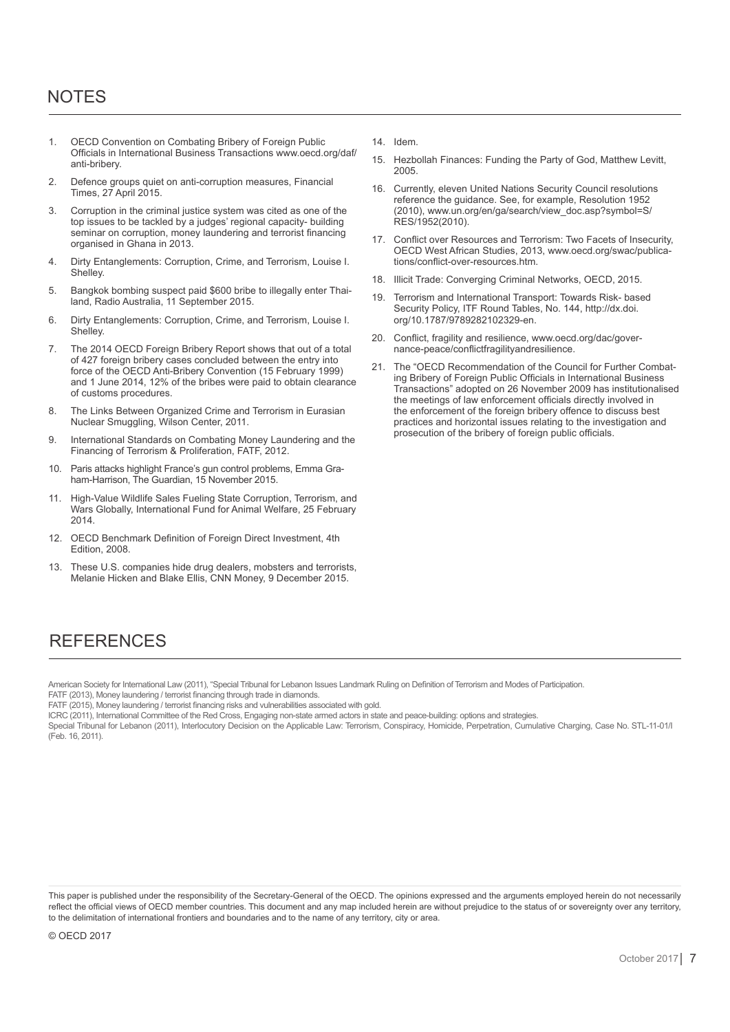## NOTES

1. OECD Convention on Combating Bribery of Foreign Public Officials in International Business Transactions www.oecd.org/daf/anti-bribery.
2. Defence groups quiet on anti-corruption measures, Financial Times, 27 April 2015.
3. Corruption in the criminal justice system was cited as one of the top issues to be tackled by a judges' regional capacity- building seminar on corruption, money laundering and terrorist financing organised in Ghana in 2013.
4. Dirty Entanglements: Corruption, Crime, and Terrorism, Louise I. Shelley.
5. Bangkok bombing suspect paid $600 bribe to illegally enter Thailand, Radio Australia, 11 September 2015.
6. Dirty Entanglements: Corruption, Crime, and Terrorism, Louise I. Shelley.
7. The 2014 OECD Foreign Bribery Report shows that out of a total of 427 foreign bribery cases concluded between the entry into force of the OECD Anti-Bribery Convention (15 February 1999) and 1 June 2014, 12% of the bribes were paid to obtain clearance of customs procedures.
8. The Links Between Organized Crime and Terrorism in Eurasian Nuclear Smuggling, Wilson Center, 2011.
9. International Standards on Combating Money Laundering and the Financing of Terrorism & Proliferation, FATF, 2012.
10. Paris attacks highlight France's gun control problems, Emma Graham-Harrison, The Guardian, 15 November 2015.
11. High-Value Wildlife Sales Fueling State Corruption, Terrorism, and Wars Globally, International Fund for Animal Welfare, 25 February 2014.
12. OECD Benchmark Definition of Foreign Direct Investment, 4th Edition, 2008.
13. These U.S. companies hide drug dealers, mobsters and terrorists, Melanie Hicken and Blake Ellis, CNN Money, 9 December 2015.
14. Idem.
15. Hezbollah Finances: Funding the Party of God, Matthew Levitt, 2005.
16. Currently, eleven United Nations Security Council resolutions reference the guidance. See, for example, Resolution 1952 (2010), www.un.org/en/ga/search/view_doc.asp?symbol=S/RES/1952(2010).
17. Conflict over Resources and Terrorism: Two Facets of Insecurity, OECD West African Studies, 2013, www.oecd.org/swac/publications/conflict-over-resources.htm.
18. Illicit Trade: Converging Criminal Networks, OECD, 2015.
19. Terrorism and International Transport: Towards Risk- based Security Policy, ITF Round Tables, No. 144, http://dx.doi.org/10.1787/9789282102329-en.
20. Conflict, fragility and resilience, www.oecd.org/dac/governance-peace/conflictfragilityandresilience.
21. The "OECD Recommendation of the Council for Further Combating Bribery of Foreign Public Officials in International Business Transactions" adopted on 26 November 2009 has institutionalised the meetings of law enforcement officials directly involved in the enforcement of the foreign bribery offence to discuss best practices and horizontal issues relating to the investigation and prosecution of the bribery of foreign public officials.

## REFERENCES

American Society for International Law (2011), "Special Tribunal for Lebanon Issues Landmark Ruling on Definition of Terrorism and Modes of Participation.

FATF (2013), Money laundering / terrorist financing through trade in diamonds.

FATF (2015), Money laundering / terrorist financing risks and vulnerabilities associated with gold.

ICRC (2011), International Committee of the Red Cross, Engaging non-state armed actors in state and peace-building: options and strategies.

Special Tribunal for Lebanon (2011), Interlocutory Decision on the Applicable Law: Terrorism, Conspiracy, Homicide, Perpetration, Cumulative Charging, Case No. STL-11-01/I (Feb. 16, 2011).

This paper is published under the responsibility of the Secretary-General of the OECD. The opinions expressed and the arguments employed herein do not necessarily reflect the official views of OECD member countries. This document and any map included herein are without prejudice to the status of or sovereignty over any territory, to the delimitation of international frontiers and boundaries and to the name of any territory, city or area.

© OECD 2017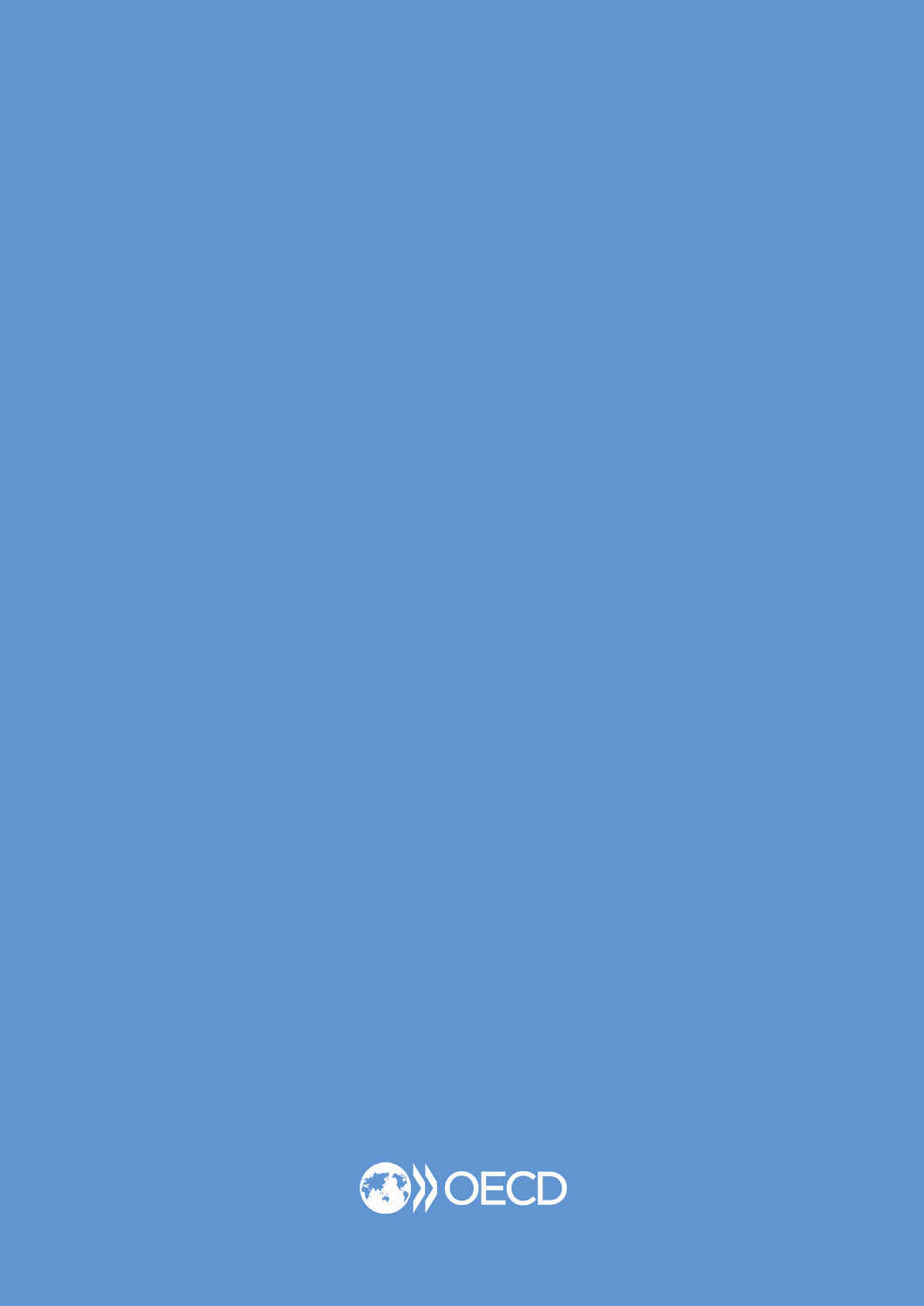OECD